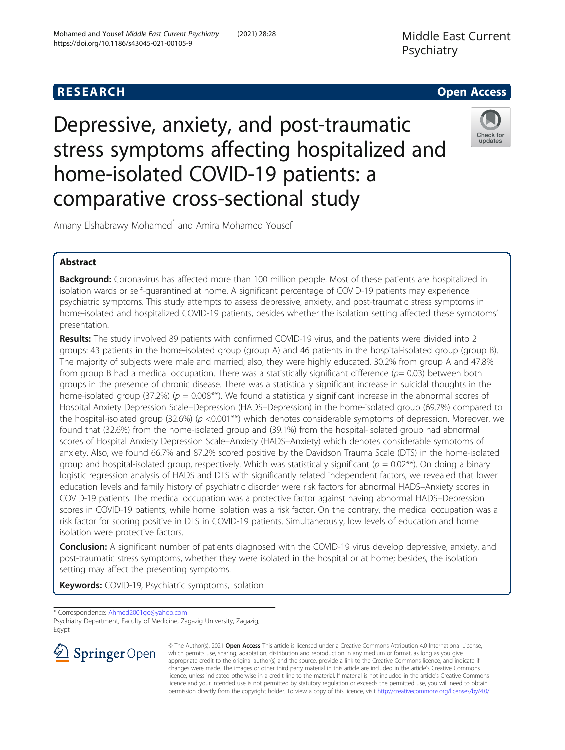RESEARCH

Open Access

# Depressive, anxiety, and post-traumatic stress symptoms affecting hospitalized and home-isolated COVID-19 patients: a comparative cross-sectional study

Amany Elshabrawy Mohamed* and Amira Mohamed Yousef

## Abstract

**Background:** Coronavirus has affected more than 100 million people. Most of these patients are hospitalized in isolation wards or self-quarantined at home. A significant percentage of COVID-19 patients may experience psychiatric symptoms. This study attempts to assess depressive, anxiety, and post-traumatic stress symptoms in home-isolated and hospitalized COVID-19 patients, besides whether the isolation setting affected these symptoms' presentation.

**Results:** The study involved 89 patients with confirmed COVID-19 virus, and the patients were divided into 2 groups: 43 patients in the home-isolated group (group A) and 46 patients in the hospital-isolated group (group B). The majority of subjects were male and married; also, they were highly educated. 30.2% from group A and 47.8% from group B had a medical occupation. There was a statistically significant difference ($p$= 0.03) between both groups in the presence of chronic disease. There was a statistically significant increase in suicidal thoughts in the home-isolated group (37.2%) ($p$ = 0.008**). We found a statistically significant increase in the abnormal scores of Hospital Anxiety Depression Scale–Depression (HADS–Depression) in the home-isolated group (69.7%) compared to the hospital-isolated group (32.6%) ($p$ <0.001**) which denotes considerable symptoms of depression. Moreover, we found that (32.6%) from the home-isolated group and (39.1%) from the hospital-isolated group had abnormal scores of Hospital Anxiety Depression Scale–Anxiety (HADS–Anxiety) which denotes considerable symptoms of anxiety. Also, we found 66.7% and 87.2% scored positive by the Davidson Trauma Scale (DTS) in the home-isolated group and hospital-isolated group, respectively. Which was statistically significant ($p$ = 0.02**). On doing a binary logistic regression analysis of HADS and DTS with significantly related independent factors, we revealed that lower education levels and family history of psychiatric disorder were risk factors for abnormal HADS–Anxiety scores in COVID-19 patients. The medical occupation was a protective factor against having abnormal HADS–Depression scores in COVID-19 patients, while home isolation was a risk factor. On the contrary, the medical occupation was a risk factor for scoring positive in DTS in COVID-19 patients. Simultaneously, low levels of education and home isolation were protective factors.

**Conclusion:** A significant number of patients diagnosed with the COVID-19 virus develop depressive, anxiety, and post-traumatic stress symptoms, whether they were isolated in the hospital or at home; besides, the isolation setting may affect the presenting symptoms.

**Keywords:** COVID-19, Psychiatric symptoms, Isolation

---

* Correspondence: Ahmed2001go@yahoo.com
Psychiatry Department, Faculty of Medicine, Zagazig University, Zagazig, Egypt

© The Author(s). 2021 **Open Access** This article is licensed under a Creative Commons Attribution 4.0 International License, which permits use, sharing, adaptation, distribution and reproduction in any medium or format, as long as you give appropriate credit to the original author(s) and the source, provide a link to the Creative Commons licence, and indicate if changes were made. The images or other third party material in this article are included in the article's Creative Commons licence, unless indicated otherwise in a credit line to the material. If material is not included in the article's Creative Commons licence and your intended use is not permitted by statutory regulation or exceeds the permitted use, you will need to obtain permission directly from the copyright holder. To view a copy of this licence, visit http://creativecommons.org/licenses/by/4.0/.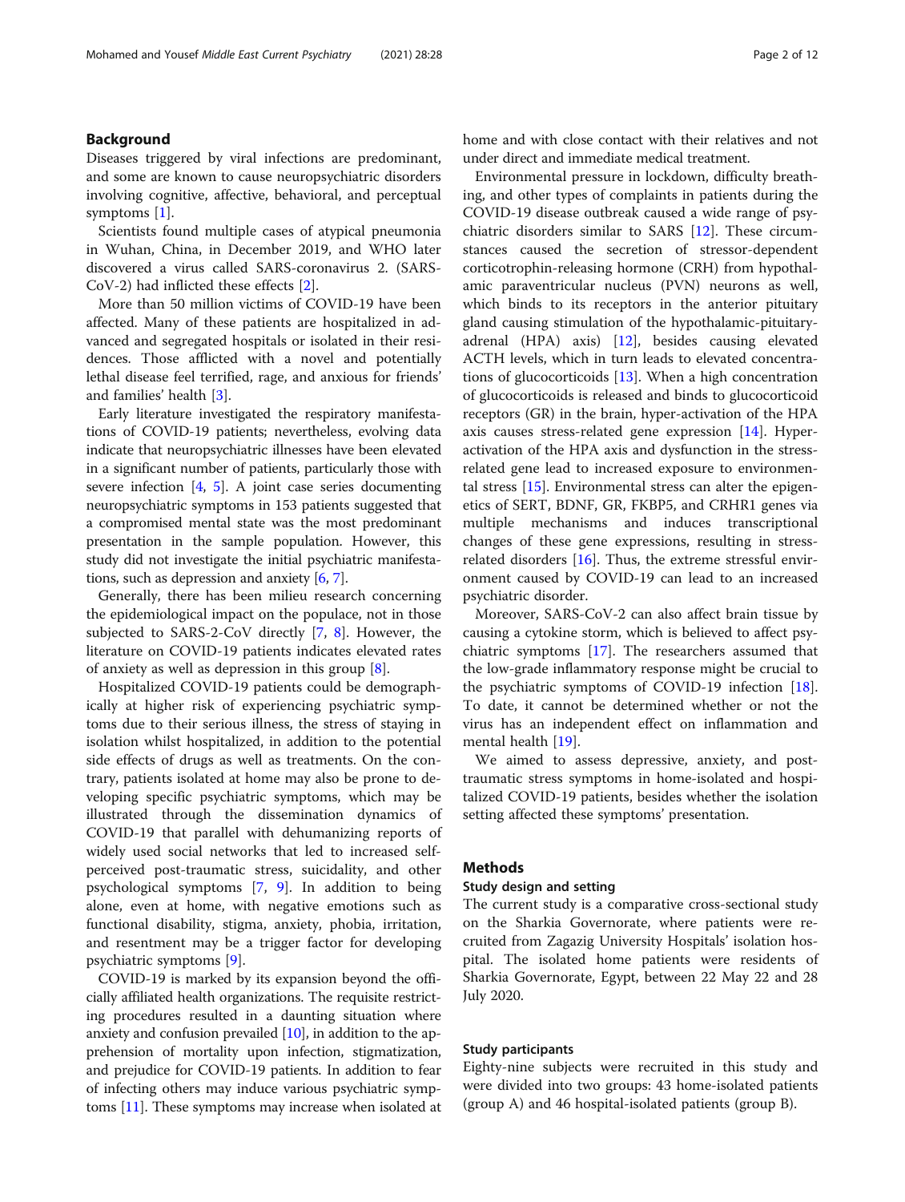## Background

Diseases triggered by viral infections are predominant, and some are known to cause neuropsychiatric disorders involving cognitive, affective, behavioral, and perceptual symptoms [1].

Scientists found multiple cases of atypical pneumonia in Wuhan, China, in December 2019, and WHO later discovered a virus called SARS-coronavirus 2. (SARS-CoV-2) had inflicted these effects [2].

More than 50 million victims of COVID-19 have been affected. Many of these patients are hospitalized in advanced and segregated hospitals or isolated in their residences. Those afflicted with a novel and potentially lethal disease feel terrified, rage, and anxious for friends' and families' health [3].

Early literature investigated the respiratory manifestations of COVID-19 patients; nevertheless, evolving data indicate that neuropsychiatric illnesses have been elevated in a significant number of patients, particularly those with severe infection [4, 5]. A joint case series documenting neuropsychiatric symptoms in 153 patients suggested that a compromised mental state was the most predominant presentation in the sample population. However, this study did not investigate the initial psychiatric manifestations, such as depression and anxiety [6, 7].

Generally, there has been milieu research concerning the epidemiological impact on the populace, not in those subjected to SARS-2-CoV directly [7, 8]. However, the literature on COVID-19 patients indicates elevated rates of anxiety as well as depression in this group [8].

Hospitalized COVID-19 patients could be demographically at higher risk of experiencing psychiatric symptoms due to their serious illness, the stress of staying in isolation whilst hospitalized, in addition to the potential side effects of drugs as well as treatments. On the contrary, patients isolated at home may also be prone to developing specific psychiatric symptoms, which may be illustrated through the dissemination dynamics of COVID-19 that parallel with dehumanizing reports of widely used social networks that led to increased self-perceived post-traumatic stress, suicidality, and other psychological symptoms [7, 9]. In addition to being alone, even at home, with negative emotions such as functional disability, stigma, anxiety, phobia, irritation, and resentment may be a trigger factor for developing psychiatric symptoms [9].

COVID-19 is marked by its expansion beyond the officially affiliated health organizations. The requisite restricting procedures resulted in a daunting situation where anxiety and confusion prevailed [10], in addition to the apprehension of mortality upon infection, stigmatization, and prejudice for COVID-19 patients. In addition to fear of infecting others may induce various psychiatric symptoms [11]. These symptoms may increase when isolated at home and with close contact with their relatives and not under direct and immediate medical treatment.

Environmental pressure in lockdown, difficulty breathing, and other types of complaints in patients during the COVID-19 disease outbreak caused a wide range of psychiatric disorders similar to SARS [12]. These circumstances caused the secretion of stressor-dependent corticotrophin-releasing hormone (CRH) from hypothalamic paraventricular nucleus (PVN) neurons as well, which binds to its receptors in the anterior pituitary gland causing stimulation of the hypothalamic-pituitary-adrenal (HPA) axis) [12], besides causing elevated ACTH levels, which in turn leads to elevated concentrations of glucocorticoids [13]. When a high concentration of glucocorticoids is released and binds to glucocorticoid receptors (GR) in the brain, hyper-activation of the HPA axis causes stress-related gene expression [14]. Hyper-activation of the HPA axis and dysfunction in the stress-related gene lead to increased exposure to environmental stress [15]. Environmental stress can alter the epigenetics of SERT, BDNF, GR, FKBP5, and CRHR1 genes via multiple mechanisms and induces transcriptional changes of these gene expressions, resulting in stress-related disorders [16]. Thus, the extreme stressful environment caused by COVID-19 can lead to an increased psychiatric disorder.

Moreover, SARS-CoV-2 can also affect brain tissue by causing a cytokine storm, which is believed to affect psychiatric symptoms [17]. The researchers assumed that the low-grade inflammatory response might be crucial to the psychiatric symptoms of COVID-19 infection [18]. To date, it cannot be determined whether or not the virus has an independent effect on inflammation and mental health [19].

We aimed to assess depressive, anxiety, and post-traumatic stress symptoms in home-isolated and hospitalized COVID-19 patients, besides whether the isolation setting affected these symptoms' presentation.

## Methods

### Study design and setting

The current study is a comparative cross-sectional study on the Sharkia Governorate, where patients were recruited from Zagazig University Hospitals' isolation hospital. The isolated home patients were residents of Sharkia Governorate, Egypt, between 22 May 22 and 28 July 2020.

### Study participants

Eighty-nine subjects were recruited in this study and were divided into two groups: 43 home-isolated patients (group A) and 46 hospital-isolated patients (group B).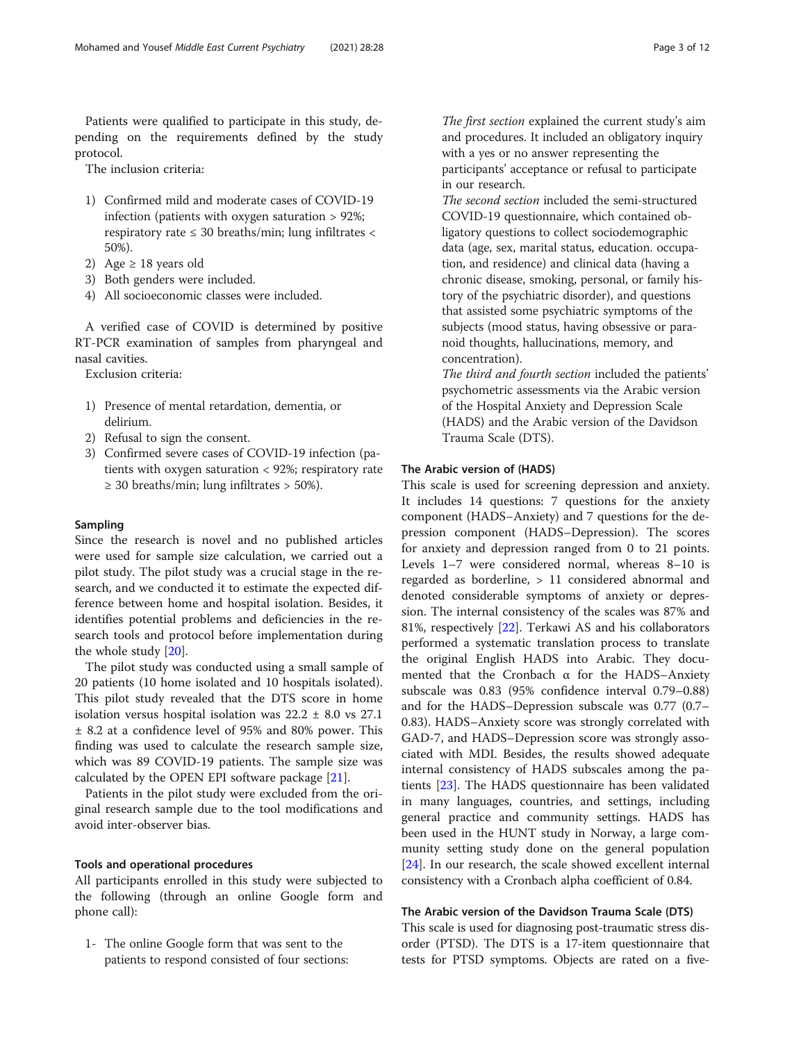Patients were qualified to participate in this study, depending on the requirements defined by the study protocol.

The inclusion criteria:

1) Confirmed mild and moderate cases of COVID-19 infection (patients with oxygen saturation > 92%; respiratory rate ≤ 30 breaths/min; lung infiltrates < 50%).
2) Age ≥ 18 years old
3) Both genders were included.
4) All socioeconomic classes were included.

A verified case of COVID is determined by positive RT-PCR examination of samples from pharyngeal and nasal cavities.

Exclusion criteria:

1) Presence of mental retardation, dementia, or delirium.
2) Refusal to sign the consent.
3) Confirmed severe cases of COVID-19 infection (patients with oxygen saturation < 92%; respiratory rate ≥ 30 breaths/min; lung infiltrates > 50%).

### Sampling

Since the research is novel and no published articles were used for sample size calculation, we carried out a pilot study. The pilot study was a crucial stage in the research, and we conducted it to estimate the expected difference between home and hospital isolation. Besides, it identifies potential problems and deficiencies in the research tools and protocol before implementation during the whole study [20].

The pilot study was conducted using a small sample of 20 patients (10 home isolated and 10 hospitals isolated). This pilot study revealed that the DTS score in home isolation versus hospital isolation was 22.2 ± 8.0 vs 27.1 ± 8.2 at a confidence level of 95% and 80% power. This finding was used to calculate the research sample size, which was 89 COVID-19 patients. The sample size was calculated by the OPEN EPI software package [21].

Patients in the pilot study were excluded from the original research sample due to the tool modifications and avoid inter-observer bias.

### Tools and operational procedures

All participants enrolled in this study were subjected to the following (through an online Google form and phone call):

1- The online Google form that was sent to the patients to respond consisted of four sections:

*The first section* explained the current study's aim and procedures. It included an obligatory inquiry with a yes or no answer representing the participants' acceptance or refusal to participate in our research.

*The second section* included the semi-structured COVID-19 questionnaire, which contained obligatory questions to collect sociodemographic data (age, sex, marital status, education. occupation, and residence) and clinical data (having a chronic disease, smoking, personal, or family history of the psychiatric disorder), and questions that assisted some psychiatric symptoms of the subjects (mood status, having obsessive or paranoid thoughts, hallucinations, memory, and concentration).

*The third and fourth section* included the patients' psychometric assessments via the Arabic version of the Hospital Anxiety and Depression Scale (HADS) and the Arabic version of the Davidson Trauma Scale (DTS).

### The Arabic version of (HADS)

This scale is used for screening depression and anxiety. It includes 14 questions: 7 questions for the anxiety component (HADS–Anxiety) and 7 questions for the depression component (HADS–Depression). The scores for anxiety and depression ranged from 0 to 21 points. Levels 1–7 were considered normal, whereas 8–10 is regarded as borderline, > 11 considered abnormal and denoted considerable symptoms of anxiety or depression. The internal consistency of the scales was 87% and 81%, respectively [22]. Terkawi AS and his collaborators performed a systematic translation process to translate the original English HADS into Arabic. They documented that the Cronbach α for the HADS–Anxiety subscale was 0.83 (95% confidence interval 0.79–0.88) and for the HADS–Depression subscale was 0.77 (0.7–0.83). HADS–Anxiety score was strongly correlated with GAD-7, and HADS–Depression score was strongly associated with MDI. Besides, the results showed adequate internal consistency of HADS subscales among the patients [23]. The HADS questionnaire has been validated in many languages, countries, and settings, including general practice and community settings. HADS has been used in the HUNT study in Norway, a large community setting study done on the general population [24]. In our research, the scale showed excellent internal consistency with a Cronbach alpha coefficient of 0.84.

### The Arabic version of the Davidson Trauma Scale (DTS)

This scale is used for diagnosing post-traumatic stress disorder (PTSD). The DTS is a 17-item questionnaire that tests for PTSD symptoms. Objects are rated on a five-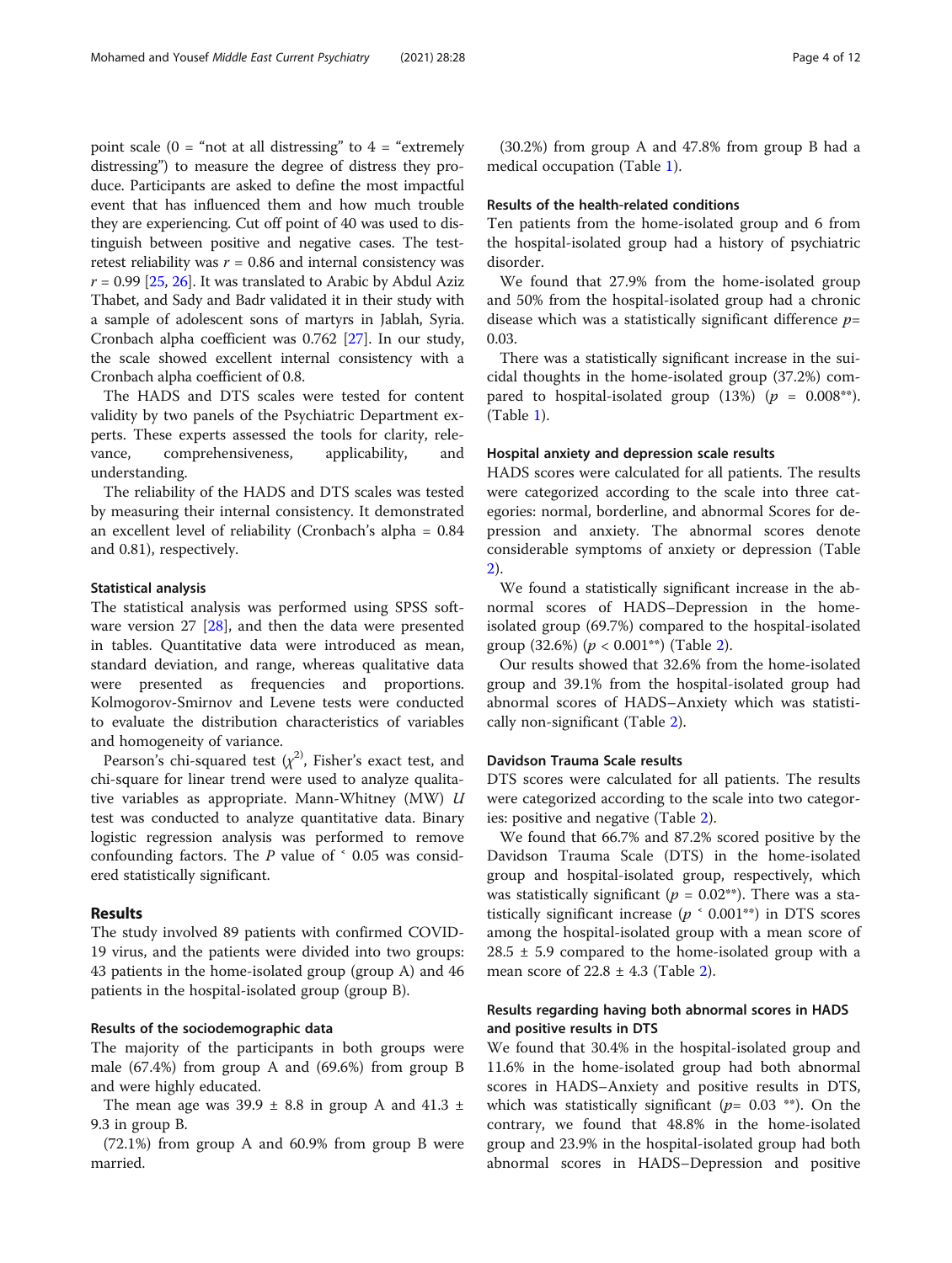point scale (0 = "not at all distressing" to 4 = "extremely distressing") to measure the degree of distress they produce. Participants are asked to define the most impactful event that has influenced them and how much trouble they are experiencing. Cut off point of 40 was used to distinguish between positive and negative cases. The test-retest reliability was $r = 0.86$ and internal consistency was $r = 0.99$ [25, 26]. It was translated to Arabic by Abdul Aziz Thabet, and Sady and Badr validated it in their study with a sample of adolescent sons of martyrs in Jablah, Syria. Cronbach alpha coefficient was 0.762 [27]. In our study, the scale showed excellent internal consistency with a Cronbach alpha coefficient of 0.8.

The HADS and DTS scales were tested for content validity by two panels of the Psychiatric Department experts. These experts assessed the tools for clarity, relevance, comprehensiveness, applicability, and understanding.

The reliability of the HADS and DTS scales was tested by measuring their internal consistency. It demonstrated an excellent level of reliability (Cronbach's alpha = 0.84 and 0.81), respectively.

#### Statistical analysis

The statistical analysis was performed using SPSS software version 27 [28], and then the data were presented in tables. Quantitative data were introduced as mean, standard deviation, and range, whereas qualitative data were presented as frequencies and proportions. Kolmogorov-Smirnov and Levene tests were conducted to evaluate the distribution characteristics of variables and homogeneity of variance.

Pearson's chi-squared test ($\chi^2$), Fisher's exact test, and chi-square for linear trend were used to analyze qualitative variables as appropriate. Mann-Whitney (MW) *U* test was conducted to analyze quantitative data. Binary logistic regression analysis was performed to remove confounding factors. The *P* value of $<$ 0.05 was considered statistically significant.

## Results

The study involved 89 patients with confirmed COVID-19 virus, and the patients were divided into two groups: 43 patients in the home-isolated group (group A) and 46 patients in the hospital-isolated group (group B).

#### Results of the sociodemographic data

The majority of the participants in both groups were male (67.4%) from group A and (69.6%) from group B and were highly educated.

The mean age was 39.9 ± 8.8 in group A and 41.3 ± 9.3 in group B.

(72.1%) from group A and 60.9% from group B were married.

(30.2%) from group A and 47.8% from group B had a medical occupation (Table 1).

#### Results of the health-related conditions

Ten patients from the home-isolated group and 6 from the hospital-isolated group had a history of psychiatric disorder.

We found that 27.9% from the home-isolated group and 50% from the hospital-isolated group had a chronic disease which was a statistically significant difference $p$= 0.03.

There was a statistically significant increase in the suicidal thoughts in the home-isolated group (37.2%) compared to hospital-isolated group (13%) ($p$ = 0.008**). (Table 1).

#### Hospital anxiety and depression scale results

HADS scores were calculated for all patients. The results were categorized according to the scale into three categories: normal, borderline, and abnormal Scores for depression and anxiety. The abnormal scores denote considerable symptoms of anxiety or depression (Table 2).

We found a statistically significant increase in the abnormal scores of HADS–Depression in the home-isolated group (69.7%) compared to the hospital-isolated group (32.6%) ($p < 0.001$**) (Table 2).

Our results showed that 32.6% from the home-isolated group and 39.1% from the hospital-isolated group had abnormal scores of HADS–Anxiety which was statistically non-significant (Table 2).

#### Davidson Trauma Scale results

DTS scores were calculated for all patients. The results were categorized according to the scale into two categories: positive and negative (Table 2).

We found that 66.7% and 87.2% scored positive by the Davidson Trauma Scale (DTS) in the home-isolated group and hospital-isolated group, respectively, which was statistically significant ($p$ = 0.02**). There was a statistically significant increase ($p < 0.001$**) in DTS scores among the hospital-isolated group with a mean score of 28.5 ± 5.9 compared to the home-isolated group with a mean score of 22.8 ± 4.3 (Table 2).

#### Results regarding having both abnormal scores in HADS and positive results in DTS

We found that 30.4% in the hospital-isolated group and 11.6% in the home-isolated group had both abnormal scores in HADS–Anxiety and positive results in DTS, which was statistically significant ($p$= 0.03 **). On the contrary, we found that 48.8% in the home-isolated group and 23.9% in the hospital-isolated group had both abnormal scores in HADS–Depression and positive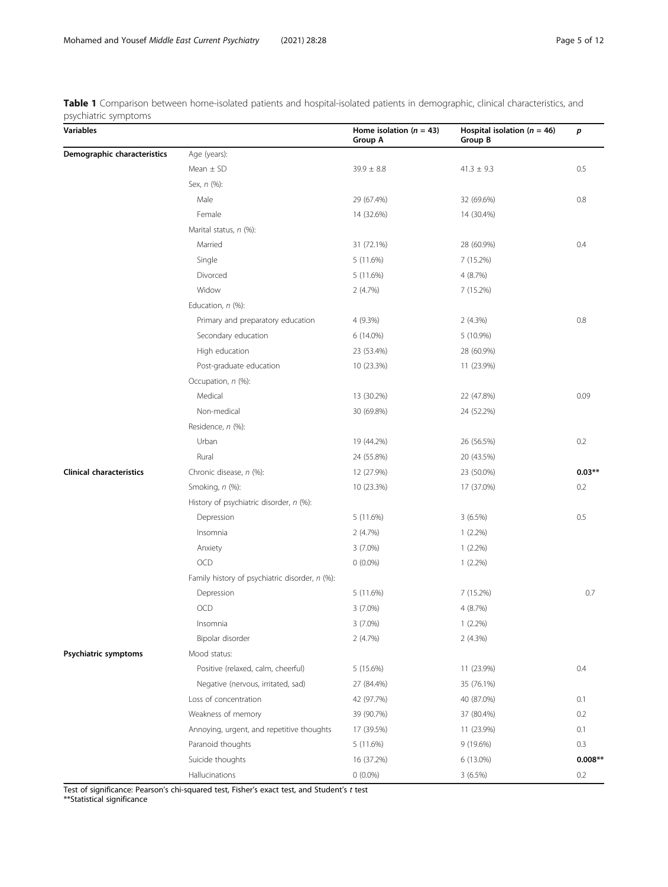**Table 1** Comparison between home-isolated patients and hospital-isolated patients in demographic, clinical characteristics, and psychiatric symptoms

| Variables | | Home isolation ($n$ = 43) Group A | Hospital isolation ($n$ = 46) Group B | $p$ |
|---|---|---|---|---|
| **Demographic characteristics** | Age (years): | | | |
| | Mean ± SD | 39.9 ± 8.8 | 41.3 ± 9.3 | 0.5 |
| | Sex, *n* (%): | | | |
| | Male | 29 (67.4%) | 32 (69.6%) | 0.8 |
| | Female | 14 (32.6%) | 14 (30.4%) | |
| | Marital status, *n* (%): | | | |
| | Married | 31 (72.1%) | 28 (60.9%) | 0.4 |
| | Single | 5 (11.6%) | 7 (15.2%) | |
| | Divorced | 5 (11.6%) | 4 (8.7%) | |
| | Widow | 2 (4.7%) | 7 (15.2%) | |
| | Education, *n* (%): | | | |
| | Primary and preparatory education | 4 (9.3%) | 2 (4.3%) | 0.8 |
| | Secondary education | 6 (14.0%) | 5 (10.9%) | |
| | High education | 23 (53.4%) | 28 (60.9%) | |
| | Post-graduate education | 10 (23.3%) | 11 (23.9%) | |
| | Occupation, *n* (%): | | | |
| | Medical | 13 (30.2%) | 22 (47.8%) | 0.09 |
| | Non-medical | 30 (69.8%) | 24 (52.2%) | |
| | Residence, *n* (%): | | | |
| | Urban | 19 (44.2%) | 26 (56.5%) | 0.2 |
| | Rural | 24 (55.8%) | 20 (43.5%) | |
| **Clinical characteristics** | Chronic disease, *n* (%): | 12 (27.9%) | 23 (50.0%) | **0.03**** |
| | Smoking, *n* (%): | 10 (23.3%) | 17 (37.0%) | 0.2 |
| | History of psychiatric disorder, *n* (%): | | | |
| | Depression | 5 (11.6%) | 3 (6.5%) | 0.5 |
| | Insomnia | 2 (4.7%) | 1 (2.2%) | |
| | Anxiety | 3 (7.0%) | 1 (2.2%) | |
| | OCD | 0 (0.0%) | 1 (2.2%) | |
| | Family history of psychiatric disorder, *n* (%): | | | |
| | Depression | 5 (11.6%) | 7 (15.2%) | 0.7 |
| | OCD | 3 (7.0%) | 4 (8.7%) | |
| | Insomnia | 3 (7.0%) | 1 (2.2%) | |
| | Bipolar disorder | 2 (4.7%) | 2 (4.3%) | |
| **Psychiatric symptoms** | Mood status: | | | |
| | Positive (relaxed, calm, cheerful) | 5 (15.6%) | 11 (23.9%) | 0.4 |
| | Negative (nervous, irritated, sad) | 27 (84.4%) | 35 (76.1%) | |
| | Loss of concentration | 42 (97.7%) | 40 (87.0%) | 0.1 |
| | Weakness of memory | 39 (90.7%) | 37 (80.4%) | 0.2 |
| | Annoying, urgent, and repetitive thoughts | 17 (39.5%) | 11 (23.9%) | 0.1 |
| | Paranoid thoughts | 5 (11.6%) | 9 (19.6%) | 0.3 |
| | Suicide thoughts | 16 (37.2%) | 6 (13.0%) | **0.008**** |
| | Hallucinations | 0 (0.0%) | 3 (6.5%) | 0.2 |

Test of significance: Pearson's chi-squared test, Fisher's exact test, and Student's *t* test
**Statistical significance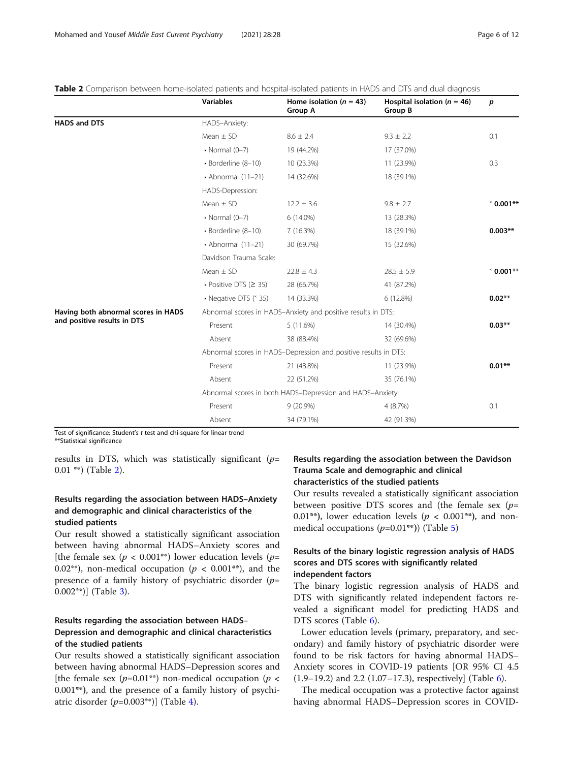**Table 2** Comparison between home-isolated patients and hospital-isolated patients in HADS and DTS and dual diagnosis

| | Variables | Home isolation ($n$ = 43) Group A | Hospital isolation ($n$ = 46) Group B | $p$ |
|---|---|---|---|---|
| **HADS and DTS** | HADS–Anxiety: | | | |
| | Mean ± SD | 8.6 ± 2.4 | 9.3 ± 2.2 | 0.1 |
| | • Normal (0–7) | 19 (44.2%) | 17 (37.0%) | |
| | • Borderline (8–10) | 10 (23.3%) | 11 (23.9%) | 0.3 |
| | • Abnormal (11–21) | 14 (32.6%) | 18 (39.1%) | |
| | HADS-Depression: | | | |
| | Mean ± SD | 12.2 ± 3.6 | 9.8 ± 2.7 | **< 0.001**** |
| | • Normal (0–7) | 6 (14.0%) | 13 (28.3%) | |
| | • Borderline (8–10) | 7 (16.3%) | 18 (39.1%) | **0.003**** |
| | • Abnormal (11–21) | 30 (69.7%) | 15 (32.6%) | |
| | Davidson Trauma Scale: | | | |
| | Mean ± SD | 22.8 ± 4.3 | 28.5 ± 5.9 | **< 0.001**** |
| | • Positive DTS (≥ 35) | 28 (66.7%) | 41 (87.2%) | |
| | • Negative DTS (< 35) | 14 (33.3%) | 6 (12.8%) | **0.02**** |
| **Having both abnormal scores in HADS and positive results in DTS** | Abnormal scores in HADS–Anxiety and positive results in DTS: | | | |
| | Present | 5 (11.6%) | 14 (30.4%) | **0.03**** |
| | Absent | 38 (88.4%) | 32 (69.6%) | |
| | Abnormal scores in HADS–Depression and positive results in DTS: | | | |
| | Present | 21 (48.8%) | 11 (23.9%) | **0.01**** |
| | Absent | 22 (51.2%) | 35 (76.1%) | |
| | Abnormal scores in both HADS–Depression and HADS–Anxiety: | | | |
| | Present | 9 (20.9%) | 4 (8.7%) | 0.1 |
| | Absent | 34 (79.1%) | 42 (91.3%) | |

Test of significance: Student's *t* test and chi-square for linear trend
**Statistical significance

results in DTS, which was statistically significant ($p$= 0.01 **) (Table 2).

### Results regarding the association between HADS–Anxiety and demographic and clinical characteristics of the studied patients

Our result showed a statistically significant association between having abnormal HADS–Anxiety scores and [the female sex ($p < 0.001$**) lower education levels ($p$= 0.02**), non-medical occupation ($p < 0.001$**), and the presence of a family history of psychiatric disorder ($p$= 0.002**)] (Table 3).

### Results regarding the association between HADS–Depression and demographic and clinical characteristics of the studied patients

Our results showed a statistically significant association between having abnormal HADS–Depression scores and [the female sex ($p$=0.01**) non-medical occupation ($p < 0.001$**), and the presence of a family history of psychiatric disorder ($p$=0.003**)] (Table 4).

### Results regarding the association between the Davidson Trauma Scale and demographic and clinical characteristics of the studied patients

Our results revealed a statistically significant association between positive DTS scores and (the female sex ($p$= 0.01**), lower education levels ($p < 0.001$**), and non-medical occupations ($p$=0.01**)) (Table 5)

### Results of the binary logistic regression analysis of HADS scores and DTS scores with significantly related independent factors

The binary logistic regression analysis of HADS and DTS with significantly related independent factors revealed a significant model for predicting HADS and DTS scores (Table 6).

Lower education levels (primary, preparatory, and secondary) and family history of psychiatric disorder were found to be risk factors for having abnormal HADS–Anxiety scores in COVID-19 patients [OR 95% CI 4.5 (1.9–19.2) and 2.2 (1.07–17.3), respectively] (Table 6).

The medical occupation was a protective factor against having abnormal HADS–Depression scores in COVID-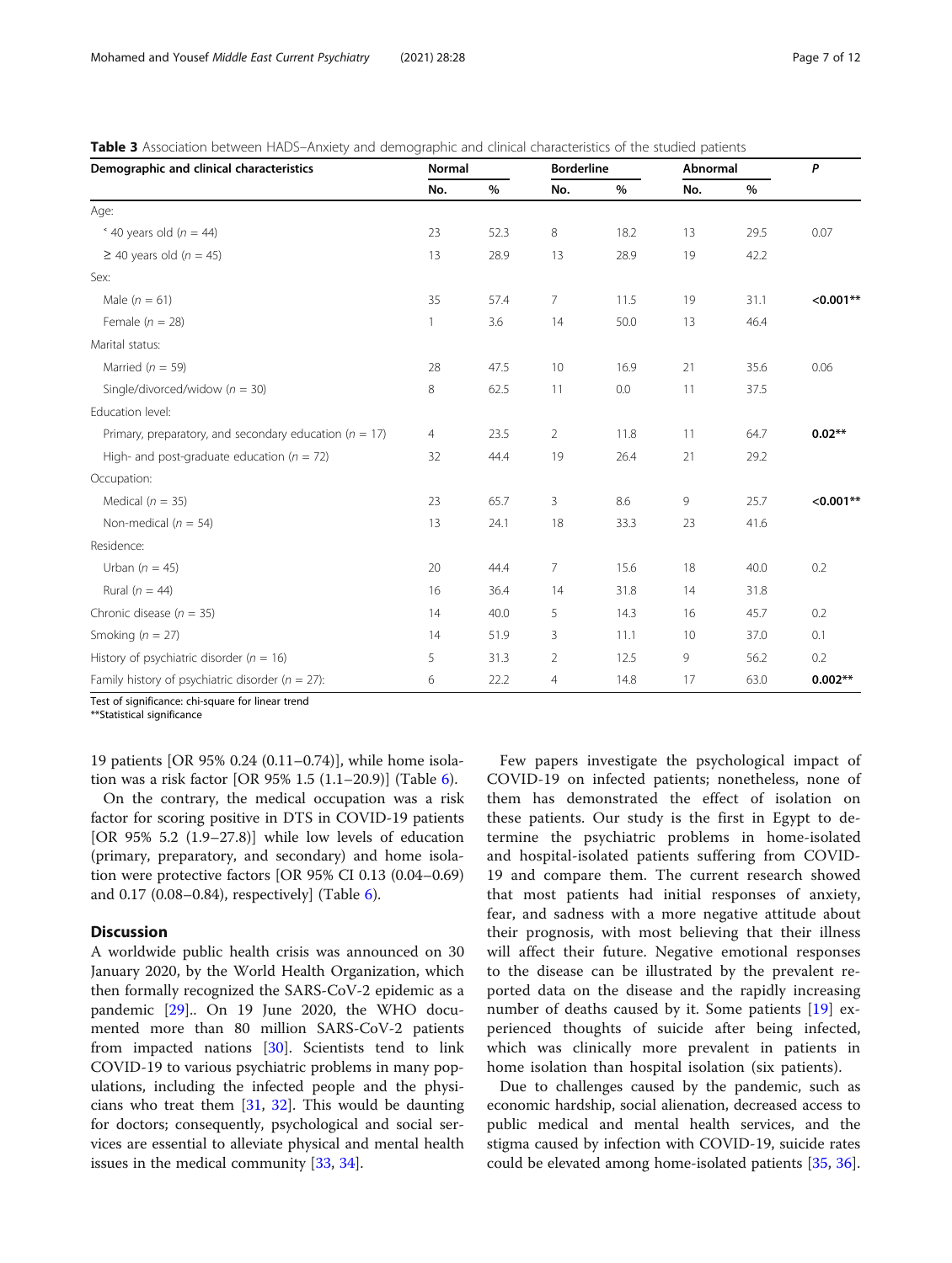**Table 3** Association between HADS–Anxiety and demographic and clinical characteristics of the studied patients

| Demographic and clinical characteristics | Normal | | Borderline | | Abnormal | | *P* |
|---|---|---|---|---|---|---|---|
| | No. | % | No. | % | No. | % | |
| Age: | | | | | | | |
| ˂ 40 years old (*n* = 44) | 23 | 52.3 | 8 | 18.2 | 13 | 29.5 | 0.07 |
| ≥ 40 years old (*n* = 45) | 13 | 28.9 | 13 | 28.9 | 19 | 42.2 | |
| Sex: | | | | | | | |
| Male (*n* = 61) | 35 | 57.4 | 7 | 11.5 | 19 | 31.1 | **<0.001**** |
| Female (*n* = 28) | 1 | 3.6 | 14 | 50.0 | 13 | 46.4 | |
| Marital status: | | | | | | | |
| Married (*n* = 59) | 28 | 47.5 | 10 | 16.9 | 21 | 35.6 | 0.06 |
| Single/divorced/widow (*n* = 30) | 8 | 62.5 | 11 | 0.0 | 11 | 37.5 | |
| Education level: | | | | | | | |
| Primary, preparatory, and secondary education (*n* = 17) | 4 | 23.5 | 2 | 11.8 | 11 | 64.7 | **0.02**** |
| High- and post-graduate education (*n* = 72) | 32 | 44.4 | 19 | 26.4 | 21 | 29.2 | |
| Occupation: | | | | | | | |
| Medical (*n* = 35) | 23 | 65.7 | 3 | 8.6 | 9 | 25.7 | **<0.001**** |
| Non-medical (*n* = 54) | 13 | 24.1 | 18 | 33.3 | 23 | 41.6 | |
| Residence: | | | | | | | |
| Urban (*n* = 45) | 20 | 44.4 | 7 | 15.6 | 18 | 40.0 | 0.2 |
| Rural (*n* = 44) | 16 | 36.4 | 14 | 31.8 | 14 | 31.8 | |
| Chronic disease (*n* = 35) | 14 | 40.0 | 5 | 14.3 | 16 | 45.7 | 0.2 |
| Smoking (*n* = 27) | 14 | 51.9 | 3 | 11.1 | 10 | 37.0 | 0.1 |
| History of psychiatric disorder (*n* = 16) | 5 | 31.3 | 2 | 12.5 | 9 | 56.2 | 0.2 |
| Family history of psychiatric disorder (*n* = 27): | 6 | 22.2 | 4 | 14.8 | 17 | 63.0 | **0.002**** |

Test of significance: chi-square for linear trend
**Statistical significance

19 patients [OR 95% 0.24 (0.11–0.74)], while home isolation was a risk factor [OR 95% 1.5 (1.1–20.9)] (Table 6).

On the contrary, the medical occupation was a risk factor for scoring positive in DTS in COVID-19 patients [OR 95% 5.2 (1.9–27.8)] while low levels of education (primary, preparatory, and secondary) and home isolation were protective factors [OR 95% CI 0.13 (0.04–0.69) and 0.17 (0.08–0.84), respectively] (Table 6).

## Discussion

A worldwide public health crisis was announced on 30 January 2020, by the World Health Organization, which then formally recognized the SARS-CoV-2 epidemic as a pandemic [29].. On 19 June 2020, the WHO documented more than 80 million SARS-CoV-2 patients from impacted nations [30]. Scientists tend to link COVID-19 to various psychiatric problems in many populations, including the infected people and the physicians who treat them [31, 32]. This would be daunting for doctors; consequently, psychological and social services are essential to alleviate physical and mental health issues in the medical community [33, 34].

Few papers investigate the psychological impact of COVID-19 on infected patients; nonetheless, none of them has demonstrated the effect of isolation on these patients. Our study is the first in Egypt to determine the psychiatric problems in home-isolated and hospital-isolated patients suffering from COVID-19 and compare them. The current research showed that most patients had initial responses of anxiety, fear, and sadness with a more negative attitude about their prognosis, with most believing that their illness will affect their future. Negative emotional responses to the disease can be illustrated by the prevalent reported data on the disease and the rapidly increasing number of deaths caused by it. Some patients [19] experienced thoughts of suicide after being infected, which was clinically more prevalent in patients in home isolation than hospital isolation (six patients).

Due to challenges caused by the pandemic, such as economic hardship, social alienation, decreased access to public medical and mental health services, and the stigma caused by infection with COVID-19, suicide rates could be elevated among home-isolated patients [35, 36].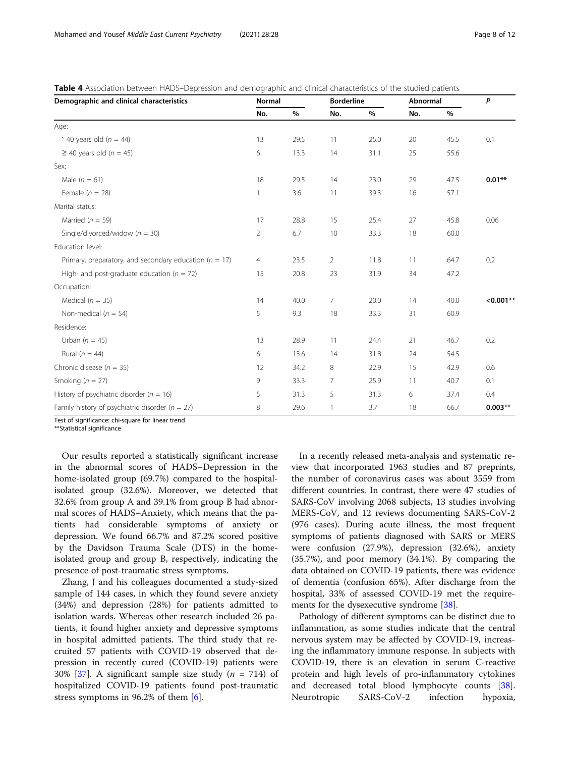**Table 4** Association between HADS–Depression and demographic and clinical characteristics of the studied patients

| Demographic and clinical characteristics | Normal | | Borderline | | Abnormal | | P |
|---|---|---|---|---|---|---|---|
| | No. | % | No. | % | No. | % | |
| Age: | | | | | | | |
| ˂ 40 years old ($n$ = 44) | 13 | 29.5 | 11 | 25.0 | 20 | 45.5 | 0.1 |
| ≥ 40 years old ($n$ = 45) | 6 | 13.3 | 14 | 31.1 | 25 | 55.6 | |
| Sex: | | | | | | | |
| Male ($n$ = 61) | 18 | 29.5 | 14 | 23.0 | 29 | 47.5 | **0.01**** |
| Female ($n$ = 28) | 1 | 3.6 | 11 | 39.3 | 16 | 57.1 | |
| Marital status: | | | | | | | |
| Married ($n$ = 59) | 17 | 28.8 | 15 | 25.4 | 27 | 45.8 | 0.06 |
| Single/divorced/widow ($n$ = 30) | 2 | 6.7 | 10 | 33.3 | 18 | 60.0 | |
| Education level: | | | | | | | |
| Primary, preparatory, and secondary education ($n$ = 17) | 4 | 23.5 | 2 | 11.8 | 11 | 64.7 | 0.2 |
| High- and post-graduate education ($n$ = 72) | 15 | 20.8 | 23 | 31.9 | 34 | 47.2 | |
| Occupation: | | | | | | | |
| Medical ($n$ = 35) | 14 | 40.0 | 7 | 20.0 | 14 | 40.0 | **<0.001**** |
| Non-medical ($n$ = 54) | 5 | 9.3 | 18 | 33.3 | 31 | 60.9 | |
| Residence: | | | | | | | |
| Urban ($n$ = 45) | 13 | 28.9 | 11 | 24.4 | 21 | 46.7 | 0.2 |
| Rural ($n$ = 44) | 6 | 13.6 | 14 | 31.8 | 24 | 54.5 | |
| Chronic disease ($n$ = 35) | 12 | 34.2 | 8 | 22.9 | 15 | 42.9 | 0.6 |
| Smoking ($n$ = 27) | 9 | 33.3 | 7 | 25.9 | 11 | 40.7 | 0.1 |
| History of psychiatric disorder ($n$ = 16) | 5 | 31.3 | 5 | 31.3 | 6 | 37.4 | 0.4 |
| Family history of psychiatric disorder ($n$ = 27) | 8 | 29.6 | 1 | 3.7 | 18 | 66.7 | **0.003**** |

Test of significance: chi-square for linear trend
**Statistical significance

Our results reported a statistically significant increase in the abnormal scores of HADS–Depression in the home-isolated group (69.7%) compared to the hospital-isolated group (32.6%). Moreover, we detected that 32.6% from group A and 39.1% from group B had abnormal scores of HADS–Anxiety, which means that the patients had considerable symptoms of anxiety or depression. We found 66.7% and 87.2% scored positive by the Davidson Trauma Scale (DTS) in the home-isolated group and group B, respectively, indicating the presence of post-traumatic stress symptoms.

Zhang, J and his colleagues documented a study-sized sample of 144 cases, in which they found severe anxiety (34%) and depression (28%) for patients admitted to isolation wards. Whereas other research included 26 patients, it found higher anxiety and depressive symptoms in hospital admitted patients. The third study that recruited 57 patients with COVID-19 observed that depression in recently cured (COVID-19) patients were 30% [37]. A significant sample size study ($n$ = 714) of hospitalized COVID-19 patients found post-traumatic stress symptoms in 96.2% of them [6].

In a recently released meta-analysis and systematic review that incorporated 1963 studies and 87 preprints, the number of coronavirus cases was about 3559 from different countries. In contrast, there were 47 studies of SARS-CoV involving 2068 subjects, 13 studies involving MERS-CoV, and 12 reviews documenting SARS-CoV-2 (976 cases). During acute illness, the most frequent symptoms of patients diagnosed with SARS or MERS were confusion (27.9%), depression (32.6%), anxiety (35.7%), and poor memory (34.1%). By comparing the data obtained on COVID-19 patients, there was evidence of dementia (confusion 65%). After discharge from the hospital, 33% of assessed COVID-19 met the requirements for the dysexecutive syndrome [38].

Pathology of different symptoms can be distinct due to inflammation, as some studies indicate that the central nervous system may be affected by COVID-19, increasing the inflammatory immune response. In subjects with COVID-19, there is an elevation in serum C-reactive protein and high levels of pro-inflammatory cytokines and decreased total blood lymphocyte counts [38]. Neurotropic SARS-CoV-2 infection hypoxia,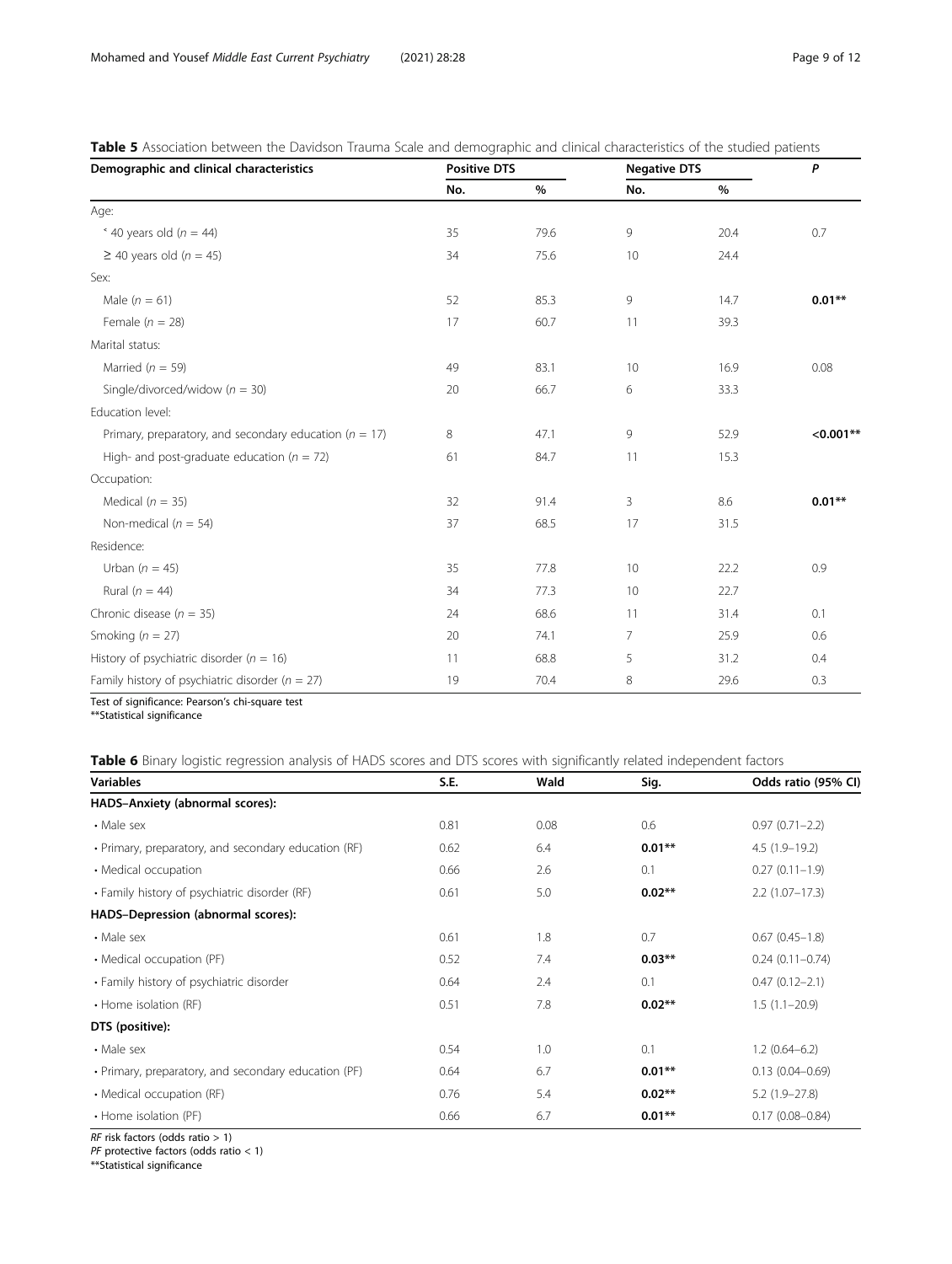**Table 5** Association between the Davidson Trauma Scale and demographic and clinical characteristics of the studied patients

| Demographic and clinical characteristics | Positive DTS | | Negative DTS | | P |
|---|---|---|---|---|---|
| | No. | % | No. | % | |
| Age: | | | | | |
| ˂ 40 years old ($n$ = 44) | 35 | 79.6 | 9 | 20.4 | 0.7 |
| ≥ 40 years old ($n$ = 45) | 34 | 75.6 | 10 | 24.4 | |
| Sex: | | | | | |
| Male ($n$ = 61) | 52 | 85.3 | 9 | 14.7 | **0.01**** |
| Female ($n$ = 28) | 17 | 60.7 | 11 | 39.3 | |
| Marital status: | | | | | |
| Married ($n$ = 59) | 49 | 83.1 | 10 | 16.9 | 0.08 |
| Single/divorced/widow ($n$ = 30) | 20 | 66.7 | 6 | 33.3 | |
| Education level: | | | | | |
| Primary, preparatory, and secondary education ($n$ = 17) | 8 | 47.1 | 9 | 52.9 | **<0.001**** |
| High- and post-graduate education ($n$ = 72) | 61 | 84.7 | 11 | 15.3 | |
| Occupation: | | | | | |
| Medical ($n$ = 35) | 32 | 91.4 | 3 | 8.6 | **0.01**** |
| Non-medical ($n$ = 54) | 37 | 68.5 | 17 | 31.5 | |
| Residence: | | | | | |
| Urban ($n$ = 45) | 35 | 77.8 | 10 | 22.2 | 0.9 |
| Rural ($n$ = 44) | 34 | 77.3 | 10 | 22.7 | |
| Chronic disease ($n$ = 35) | 24 | 68.6 | 11 | 31.4 | 0.1 |
| Smoking ($n$ = 27) | 20 | 74.1 | 7 | 25.9 | 0.6 |
| History of psychiatric disorder ($n$ = 16) | 11 | 68.8 | 5 | 31.2 | 0.4 |
| Family history of psychiatric disorder ($n$ = 27) | 19 | 70.4 | 8 | 29.6 | 0.3 |

Test of significance: Pearson's chi-square test
**Statistical significance

**Table 6** Binary logistic regression analysis of HADS scores and DTS scores with significantly related independent factors

| Variables | S.E. | Wald | Sig. | Odds ratio (95% CI) |
|---|---|---|---|---|
| **HADS–Anxiety (abnormal scores):** | | | | |
| • Male sex | 0.81 | 0.08 | 0.6 | 0.97 (0.71–2.2) |
| • Primary, preparatory, and secondary education (RF) | 0.62 | 6.4 | **0.01**** | 4.5 (1.9–19.2) |
| • Medical occupation | 0.66 | 2.6 | 0.1 | 0.27 (0.11–1.9) |
| • Family history of psychiatric disorder (RF) | 0.61 | 5.0 | **0.02**** | 2.2 (1.07–17.3) |
| **HADS–Depression (abnormal scores):** | | | | |
| • Male sex | 0.61 | 1.8 | 0.7 | 0.67 (0.45–1.8) |
| • Medical occupation (PF) | 0.52 | 7.4 | **0.03**** | 0.24 (0.11–0.74) |
| • Family history of psychiatric disorder | 0.64 | 2.4 | 0.1 | 0.47 (0.12–2.1) |
| • Home isolation (RF) | 0.51 | 7.8 | **0.02**** | 1.5 (1.1–20.9) |
| **DTS (positive):** | | | | |
| • Male sex | 0.54 | 1.0 | 0.1 | 1.2 (0.64–6.2) |
| • Primary, preparatory, and secondary education (PF) | 0.64 | 6.7 | **0.01**** | 0.13 (0.04–0.69) |
| • Medical occupation (RF) | 0.76 | 5.4 | **0.02**** | 5.2 (1.9–27.8) |
| • Home isolation (PF) | 0.66 | 6.7 | **0.01**** | 0.17 (0.08–0.84) |

*RF* risk factors (odds ratio > 1)
*PF* protective factors (odds ratio < 1)
**Statistical significance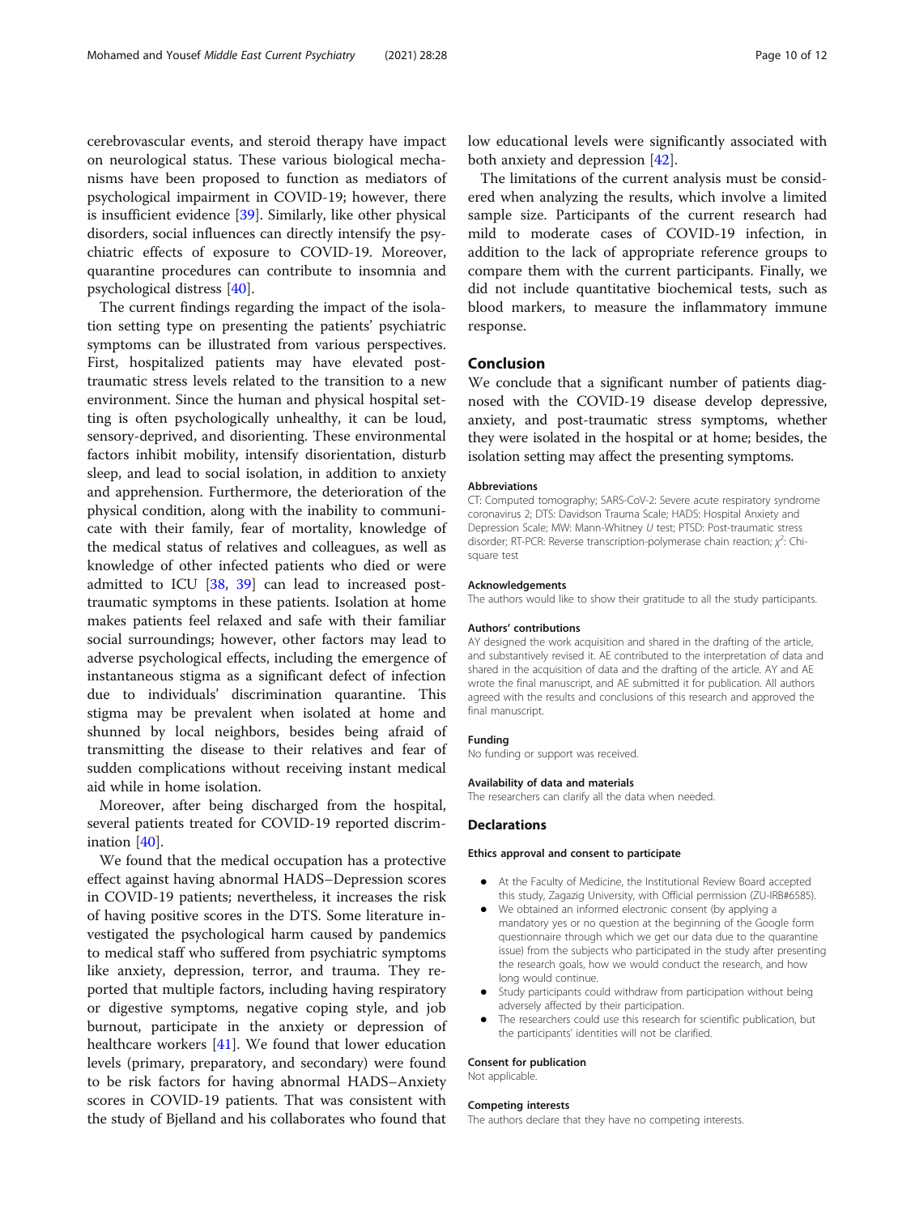cerebrovascular events, and steroid therapy have impact on neurological status. These various biological mechanisms have been proposed to function as mediators of psychological impairment in COVID-19; however, there is insufficient evidence [39]. Similarly, like other physical disorders, social influences can directly intensify the psychiatric effects of exposure to COVID-19. Moreover, quarantine procedures can contribute to insomnia and psychological distress [40].

The current findings regarding the impact of the isolation setting type on presenting the patients' psychiatric symptoms can be illustrated from various perspectives. First, hospitalized patients may have elevated post-traumatic stress levels related to the transition to a new environment. Since the human and physical hospital setting is often psychologically unhealthy, it can be loud, sensory-deprived, and disorienting. These environmental factors inhibit mobility, intensify disorientation, disturb sleep, and lead to social isolation, in addition to anxiety and apprehension. Furthermore, the deterioration of the physical condition, along with the inability to communicate with their family, fear of mortality, knowledge of the medical status of relatives and colleagues, as well as knowledge of other infected patients who died or were admitted to ICU [38, 39] can lead to increased post-traumatic symptoms in these patients. Isolation at home makes patients feel relaxed and safe with their familiar social surroundings; however, other factors may lead to adverse psychological effects, including the emergence of instantaneous stigma as a significant defect of infection due to individuals' discrimination quarantine. This stigma may be prevalent when isolated at home and shunned by local neighbors, besides being afraid of transmitting the disease to their relatives and fear of sudden complications without receiving instant medical aid while in home isolation.

Moreover, after being discharged from the hospital, several patients treated for COVID-19 reported discrimination [40].

We found that the medical occupation has a protective effect against having abnormal HADS–Depression scores in COVID-19 patients; nevertheless, it increases the risk of having positive scores in the DTS. Some literature investigated the psychological harm caused by pandemics to medical staff who suffered from psychiatric symptoms like anxiety, depression, terror, and trauma. They reported that multiple factors, including having respiratory or digestive symptoms, negative coping style, and job burnout, participate in the anxiety or depression of healthcare workers [41]. We found that lower education levels (primary, preparatory, and secondary) were found to be risk factors for having abnormal HADS–Anxiety scores in COVID-19 patients. That was consistent with the study of Bjelland and his collaborates who found that low educational levels were significantly associated with both anxiety and depression [42].

The limitations of the current analysis must be considered when analyzing the results, which involve a limited sample size. Participants of the current research had mild to moderate cases of COVID-19 infection, in addition to the lack of appropriate reference groups to compare them with the current participants. Finally, we did not include quantitative biochemical tests, such as blood markers, to measure the inflammatory immune response.

## Conclusion

We conclude that a significant number of patients diagnosed with the COVID-19 disease develop depressive, anxiety, and post-traumatic stress symptoms, whether they were isolated in the hospital or at home; besides, the isolation setting may affect the presenting symptoms.

#### Abbreviations

CT: Computed tomography; SARS-CoV-2: Severe acute respiratory syndrome coronavirus 2; DTS: Davidson Trauma Scale; HADS: Hospital Anxiety and Depression Scale; MW: Mann-Whitney *U* test; PTSD: Post-traumatic stress disorder; RT-PCR: Reverse transcription-polymerase chain reaction; $\chi^2$: Chi-square test

#### Acknowledgements

The authors would like to show their gratitude to all the study participants.

#### Authors' contributions

AY designed the work acquisition and shared in the drafting of the article, and substantively revised it. AE contributed to the interpretation of data and shared in the acquisition of data and the drafting of the article. AY and AE wrote the final manuscript, and AE submitted it for publication. All authors agreed with the results and conclusions of this research and approved the final manuscript.

#### Funding

No funding or support was received.

#### Availability of data and materials

The researchers can clarify all the data when needed.

## Declarations

#### Ethics approval and consent to participate

- At the Faculty of Medicine, the Institutional Review Board accepted this study, Zagazig University, with Official permission (ZU-IRB#6585).
- We obtained an informed electronic consent (by applying a mandatory yes or no question at the beginning of the Google form questionnaire through which we get our data due to the quarantine issue) from the subjects who participated in the study after presenting the research goals, how we would conduct the research, and how long would continue.
- Study participants could withdraw from participation without being adversely affected by their participation.
- The researchers could use this research for scientific publication, but the participants' identities will not be clarified.

#### Consent for publication

Not applicable.

#### Competing interests

The authors declare that they have no competing interests.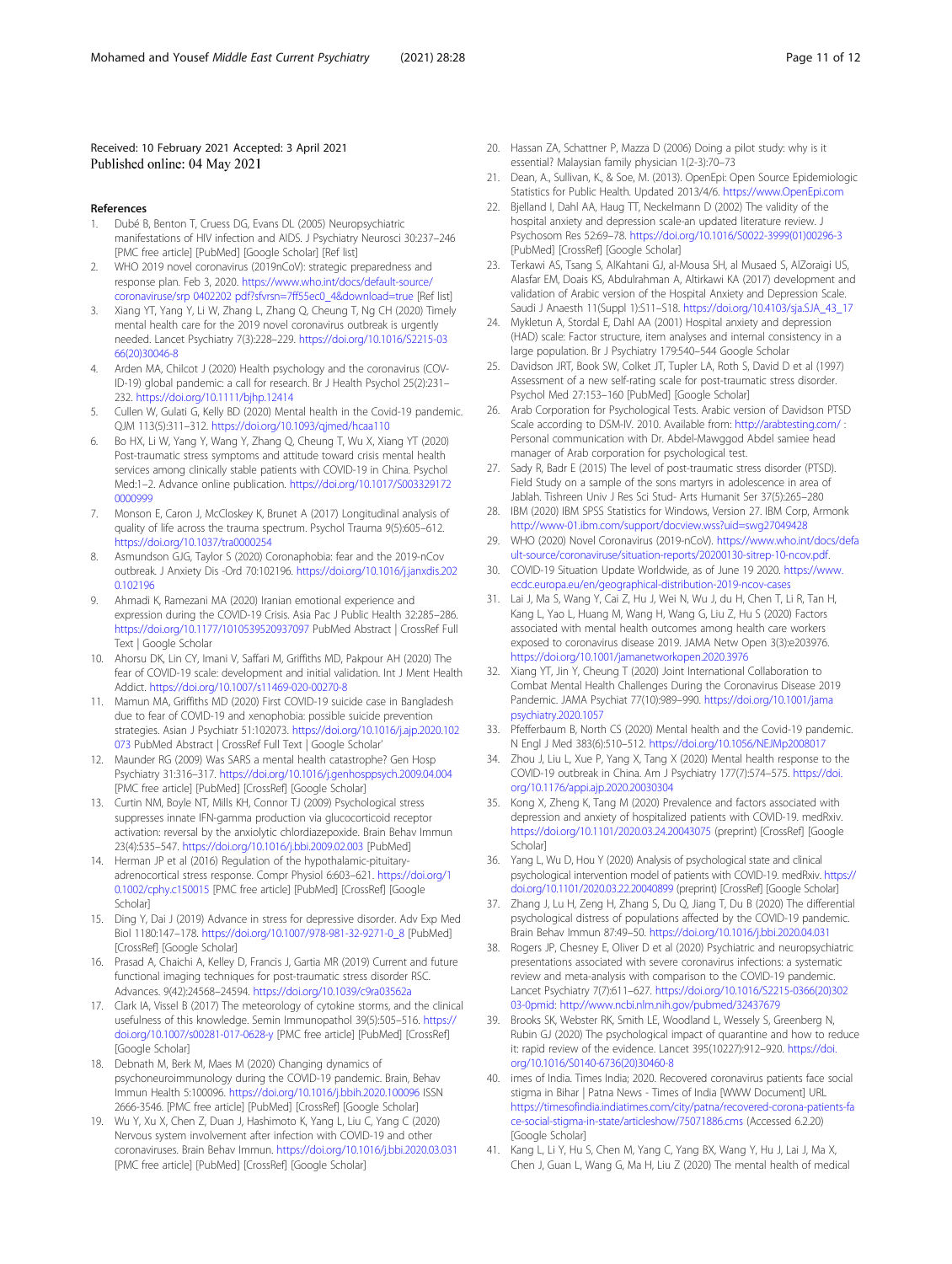Received: 10 February 2021 Accepted: 3 April 2021
Published online: 04 May 2021

## References

1. Dubé B, Benton T, Cruess DG, Evans DL (2005) Neuropsychiatric manifestations of HIV infection and AIDS. J Psychiatry Neurosci 30:237–246 [PMC free article] [PubMed] [Google Scholar] [Ref list]
2. WHO 2019 novel coronavirus (2019nCoV): strategic preparedness and response plan. Feb 3, 2020. https://www.who.int/docs/default-source/coronaviruse/srp 0402202 pdf?sfvrsn=7ff55ec0_4&download=true [Ref list]
3. Xiang YT, Yang Y, Li W, Zhang L, Zhang Q, Cheung T, Ng CH (2020) Timely mental health care for the 2019 novel coronavirus outbreak is urgently needed. Lancet Psychiatry 7(3):228–229. https://doi.org/10.1016/S2215-0366(20)30046-8
4. Arden MA, Chilcot J (2020) Health psychology and the coronavirus (COV-ID-19) global pandemic: a call for research. Br J Health Psychol 25(2):231–232. https://doi.org/10.1111/bjhp.12414
5. Cullen W, Gulati G, Kelly BD (2020) Mental health in the Covid-19 pandemic. QJM 113(5):311–312. https://doi.org/10.1093/qjmed/hcaa110
6. Bo HX, Li W, Yang Y, Wang Y, Zhang Q, Cheung T, Wu X, Xiang YT (2020) Post-traumatic stress symptoms and attitude toward crisis mental health services among clinically stable patients with COVID-19 in China. Psychol Med:1–2. Advance online publication. https://doi.org/10.1017/S0033291720000999
7. Monson E, Caron J, McCloskey K, Brunet A (2017) Longitudinal analysis of quality of life across the trauma spectrum. Psychol Trauma 9(5):605–612. https://doi.org/10.1037/tra0000254
8. Asmundson GJG, Taylor S (2020) Coronaphobia: fear and the 2019-nCov outbreak. J Anxiety Dis -Ord 70:102196. https://doi.org/10.1016/j.janxdis.2020.102196
9. Ahmadi K, Ramezani MA (2020) Iranian emotional experience and expression during the COVID-19 Crisis. Asia Pac J Public Health 32:285–286. https://doi.org/10.1177/1010539520937097 PubMed Abstract | CrossRef Full Text | Google Scholar
10. Ahorsu DK, Lin CY, Imani V, Saffari M, Griffiths MD, Pakpour AH (2020) The fear of COVID-19 scale: development and initial validation. Int J Ment Health Addict. https://doi.org/10.1007/s11469-020-00270-8
11. Mamun MA, Griffiths MD (2020) First COVID-19 suicide case in Bangladesh due to fear of COVID-19 and xenophobia: possible suicide prevention strategies. Asian J Psychiatr 51:102073. https://doi.org/10.1016/j.ajp.2020.102073 PubMed Abstract | CrossRef Full Text | Google Scholar'
12. Maunder RG (2009) Was SARS a mental health catastrophe? Gen Hosp Psychiatry 31:316–317. https://doi.org/10.1016/j.genhosppsych.2009.04.004 [PMC free article] [PubMed] [CrossRef] [Google Scholar]
13. Curtin NM, Boyle NT, Mills KH, Connor TJ (2009) Psychological stress suppresses innate IFN-gamma production via glucocorticoid receptor activation: reversal by the anxiolytic chlordiazepoxide. Brain Behav Immun 23(4):535–547. https://doi.org/10.1016/j.bbi.2009.02.003 [PubMed]
14. Herman JP et al (2016) Regulation of the hypothalamic-pituitary-adrenocortical stress response. Compr Physiol 6:603–621. https://doi.org/10.1002/cphy.c150015 [PMC free article] [PubMed] [CrossRef] [Google Scholar]
15. Ding Y, Dai J (2019) Advance in stress for depressive disorder. Adv Exp Med Biol 1180:147–178. https://doi.org/10.1007/978-981-32-9271-0_8 [PubMed] [CrossRef] [Google Scholar]
16. Prasad A, Chaichi A, Kelley D, Francis J, Gartia MR (2019) Current and future functional imaging techniques for post-traumatic stress disorder RSC. Advances. 9(42):24568–24594. https://doi.org/10.1039/c9ra03562a
17. Clark IA, Vissel B (2017) The meteorology of cytokine storms, and the clinical usefulness of this knowledge. Semin Immunopathol 39(5):505–516. https://doi.org/10.1007/s00281-017-0628-y [PMC free article] [PubMed] [CrossRef] [Google Scholar]
18. Debnath M, Berk M, Maes M (2020) Changing dynamics of psychoneuroimmunology during the COVID-19 pandemic. Brain, Behav Immun Health 5:100096. https://doi.org/10.1016/j.bbih.2020.100096 ISSN 2666-3546. [PMC free article] [PubMed] [CrossRef] [Google Scholar]
19. Wu Y, Xu X, Chen Z, Duan J, Hashimoto K, Yang L, Liu C, Yang C (2020) Nervous system involvement after infection with COVID-19 and other coronaviruses. Brain Behav Immun. https://doi.org/10.1016/j.bbi.2020.03.031 [PMC free article] [PubMed] [CrossRef] [Google Scholar]
20. Hassan ZA, Schattner P, Mazza D (2006) Doing a pilot study: why is it essential? Malaysian family physician 1(2-3):70–73
21. Dean, A., Sullivan, K., & Soe, M. (2013). OpenEpi: Open Source Epidemiologic Statistics for Public Health. Updated 2013/4/6. https://www.OpenEpi.com
22. Bjelland I, Dahl AA, Haug TT, Neckelmann D (2002) The validity of the hospital anxiety and depression scale-an updated literature review. J Psychosom Res 52:69–78. https://doi.org/10.1016/S0022-3999(01)00296-3 [PubMed] [CrossRef] [Google Scholar]
23. Terkawi AS, Tsang S, AlKahtani GJ, al-Mousa SH, al Musaed S, AlZoraigi US, Alasfar EM, Doais KS, Abdulrahman A, Altirkawi KA (2017) development and validation of Arabic version of the Hospital Anxiety and Depression Scale. Saudi J Anaesth 11(Suppl 1):S11–S18. https://doi.org/10.4103/sja.SJA_43_17
24. Mykletun A, Stordal E, Dahl AA (2001) Hospital anxiety and depression (HAD) scale: Factor structure, item analyses and internal consistency in a large population. Br J Psychiatry 179:540–544 Google Scholar
25. Davidson JRT, Book SW, Colket JT, Tupler LA, Roth S, David D et al (1997) Assessment of a new self-rating scale for post-traumatic stress disorder. Psychol Med 27:153–160 [PubMed] [Google Scholar]
26. Arab Corporation for Psychological Tests. Arabic version of Davidson PTSD Scale according to DSM-IV. 2010. Available from: http://arabtesting.com/ : Personal communication with Dr. Abdel-Mawggod Abdel samiee head manager of Arab corporation for psychological test.
27. Sady R, Badr E (2015) The level of post-traumatic stress disorder (PTSD). Field Study on a sample of the sons martyrs in adolescence in area of Jablah. Tishreen Univ J Res Sci Stud- Arts Humanit Ser 37(5):265–280
28. IBM (2020) IBM SPSS Statistics for Windows, Version 27. IBM Corp, Armonk http://www-01.ibm.com/support/docview.wss?uid=swg27049428
29. WHO (2020) Novel Coronavirus (2019-nCoV). https://www.who.int/docs/default-source/coronaviruse/situation-reports/20200130-sitrep-10-ncov.pdf.
30. COVID-19 Situation Update Worldwide, as of June 19 2020. https://www.ecdc.europa.eu/en/geographical-distribution-2019-ncov-cases
31. Lai J, Ma S, Wang Y, Cai Z, Hu J, Wei N, Wu J, du H, Chen T, Li R, Tan H, Kang L, Yao L, Huang M, Wang H, Wang G, Liu Z, Hu S (2020) Factors associated with mental health outcomes among health care workers exposed to coronavirus disease 2019. JAMA Netw Open 3(3):e203976. https://doi.org/10.1001/jamanetworkopen.2020.3976
32. Xiang YT, Jin Y, Cheung T (2020) Joint International Collaboration to Combat Mental Health Challenges During the Coronavirus Disease 2019 Pandemic. JAMA Psychiat 77(10):989–990. https://doi.org/10.1001/jamapsychiatry.2020.1057
33. Pfefferbaum B, North CS (2020) Mental health and the Covid-19 pandemic. N Engl J Med 383(6):510–512. https://doi.org/10.1056/NEJMp2008017
34. Zhou J, Liu L, Xue P, Yang X, Tang X (2020) Mental health response to the COVID-19 outbreak in China. Am J Psychiatry 177(7):574–575. https://doi.org/10.1176/appi.ajp.2020.20030304
35. Kong X, Zheng K, Tang M (2020) Prevalence and factors associated with depression and anxiety of hospitalized patients with COVID-19. medRxiv. https://doi.org/10.1101/2020.03.24.20043075 (preprint) [CrossRef] [Google Scholar]
36. Yang L, Wu D, Hou Y (2020) Analysis of psychological state and clinical psychological intervention model of patients with COVID-19. medRxiv. https://doi.org/10.1101/2020.03.22.20040899 (preprint) [CrossRef] [Google Scholar]
37. Zhang J, Lu H, Zeng H, Zhang S, Du Q, Jiang T, Du B (2020) The differential psychological distress of populations affected by the COVID-19 pandemic. Brain Behav Immun 87:49–50. https://doi.org/10.1016/j.bbi.2020.04.031
38. Rogers JP, Chesney E, Oliver D et al (2020) Psychiatric and neuropsychiatric presentations associated with severe coronavirus infections: a systematic review and meta-analysis with comparison to the COVID-19 pandemic. Lancet Psychiatry 7(7):611–627. https://doi.org/10.1016/S2215-0366(20)30203-0pmid: http://www.ncbi.nlm.nih.gov/pubmed/32437679
39. Brooks SK, Webster RK, Smith LE, Woodland L, Wessely S, Greenberg N, Rubin GJ (2020) The psychological impact of quarantine and how to reduce it: rapid review of the evidence. Lancet 395(10227):912–920. https://doi.org/10.1016/S0140-6736(20)30460-8
40. imes of India. Times India; 2020. Recovered coronavirus patients face social stigma in Bihar | Patna News - Times of India [WWW Document] URL https://timesofindia.indiatimes.com/city/patna/recovered-corona-patients-face-social-stigma-in-state/articleshow/75071886.cms (Accessed 6.2.20) [Google Scholar]
41. Kang L, Li Y, Hu S, Chen M, Yang C, Yang BX, Wang Y, Hu J, Lai J, Ma X, Chen J, Guan L, Wang G, Ma H, Liu Z (2020) The mental health of medical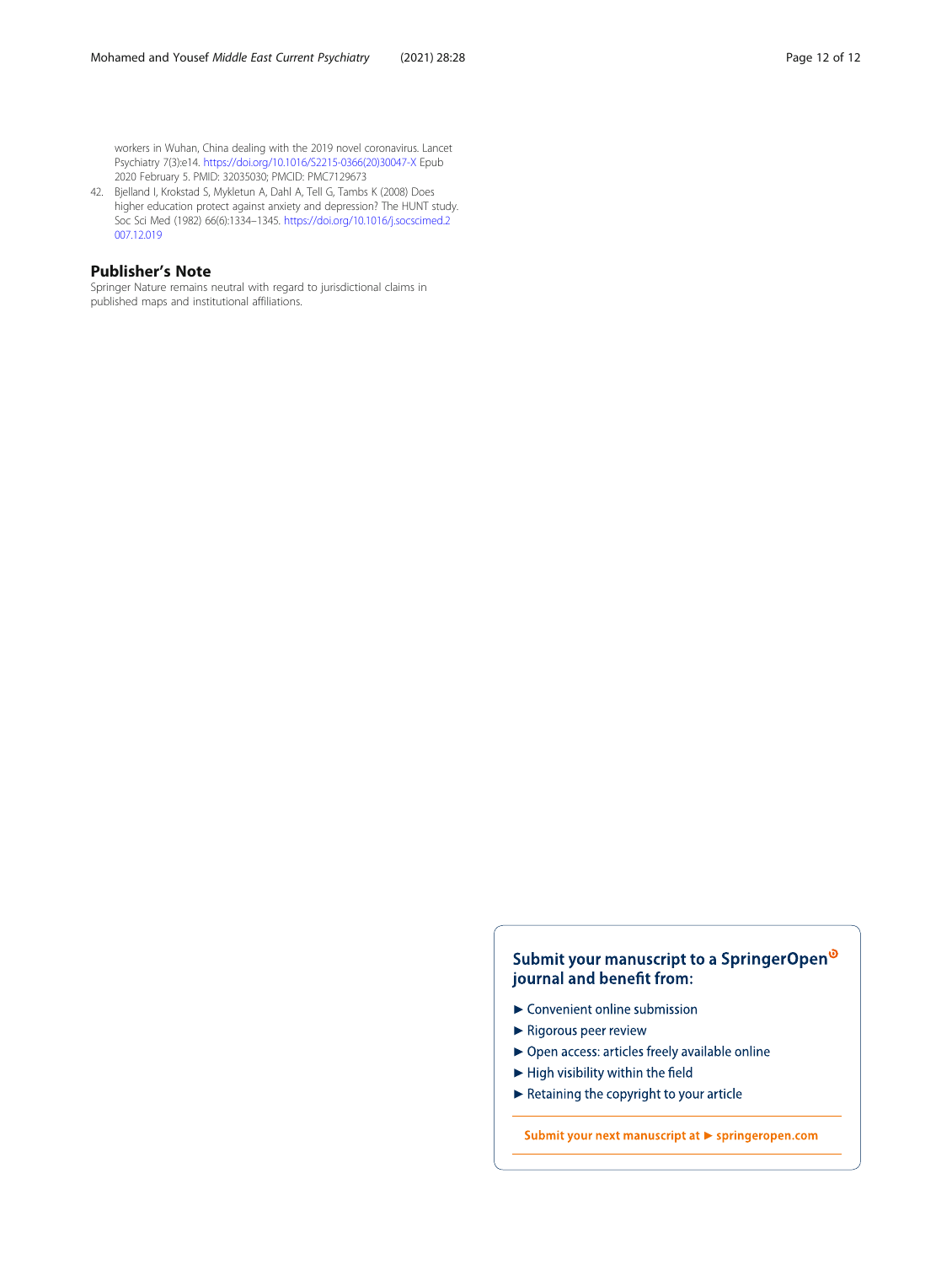workers in Wuhan, China dealing with the 2019 novel coronavirus. Lancet Psychiatry 7(3):e14. https://doi.org/10.1016/S2215-0366(20)30047-X Epub 2020 February 5. PMID: 32035030; PMCID: PMC7129673

42. Bjelland I, Krokstad S, Mykletun A, Dahl A, Tell G, Tambs K (2008) Does higher education protect against anxiety and depression? The HUNT study. Soc Sci Med (1982) 66(6):1334–1345. https://doi.org/10.1016/j.socscimed.2007.12.019

## Publisher's Note

Springer Nature remains neutral with regard to jurisdictional claims in published maps and institutional affiliations.

**Submit your manuscript to a SpringerOpen journal and benefit from:**

- Convenient online submission
- Rigorous peer review
- Open access: articles freely available online
- High visibility within the field
- Retaining the copyright to your article

**Submit your next manuscript at ▶ springeropen.com**